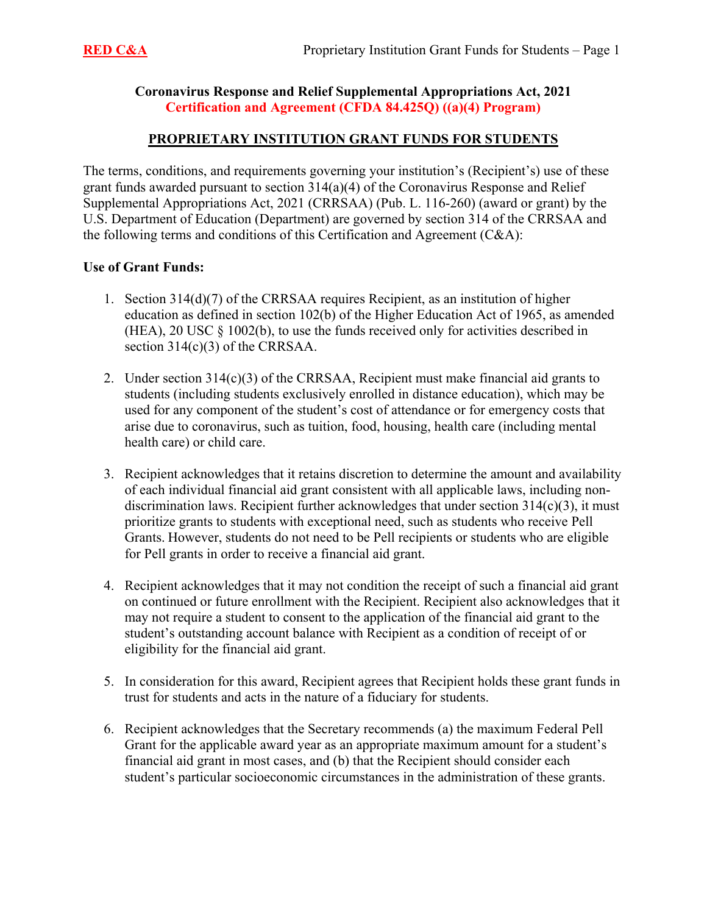**Coronavirus Response and Relief Supplemental Appropriations Act, 2021**
**Certification and Agreement (CFDA 84.425Q) ((a)(4) Program)**

## PROPRIETARY INSTITUTION GRANT FUNDS FOR STUDENTS

The terms, conditions, and requirements governing your institution's (Recipient's) use of these grant funds awarded pursuant to section 314(a)(4) of the Coronavirus Response and Relief Supplemental Appropriations Act, 2021 (CRRSAA) (Pub. L. 116-260) (award or grant) by the U.S. Department of Education (Department) are governed by section 314 of the CRRSAA and the following terms and conditions of this Certification and Agreement (C&A):

**Use of Grant Funds:**

1. Section 314(d)(7) of the CRRSAA requires Recipient, as an institution of higher education as defined in section 102(b) of the Higher Education Act of 1965, as amended (HEA), 20 USC § 1002(b), to use the funds received only for activities described in section 314(c)(3) of the CRRSAA.

2. Under section 314(c)(3) of the CRRSAA, Recipient must make financial aid grants to students (including students exclusively enrolled in distance education), which may be used for any component of the student's cost of attendance or for emergency costs that arise due to coronavirus, such as tuition, food, housing, health care (including mental health care) or child care.

3. Recipient acknowledges that it retains discretion to determine the amount and availability of each individual financial aid grant consistent with all applicable laws, including non-discrimination laws. Recipient further acknowledges that under section 314(c)(3), it must prioritize grants to students with exceptional need, such as students who receive Pell Grants. However, students do not need to be Pell recipients or students who are eligible for Pell grants in order to receive a financial aid grant.

4. Recipient acknowledges that it may not condition the receipt of such a financial aid grant on continued or future enrollment with the Recipient. Recipient also acknowledges that it may not require a student to consent to the application of the financial aid grant to the student's outstanding account balance with Recipient as a condition of receipt of or eligibility for the financial aid grant.

5. In consideration for this award, Recipient agrees that Recipient holds these grant funds in trust for students and acts in the nature of a fiduciary for students.

6. Recipient acknowledges that the Secretary recommends (a) the maximum Federal Pell Grant for the applicable award year as an appropriate maximum amount for a student's financial aid grant in most cases, and (b) that the Recipient should consider each student's particular socioeconomic circumstances in the administration of these grants.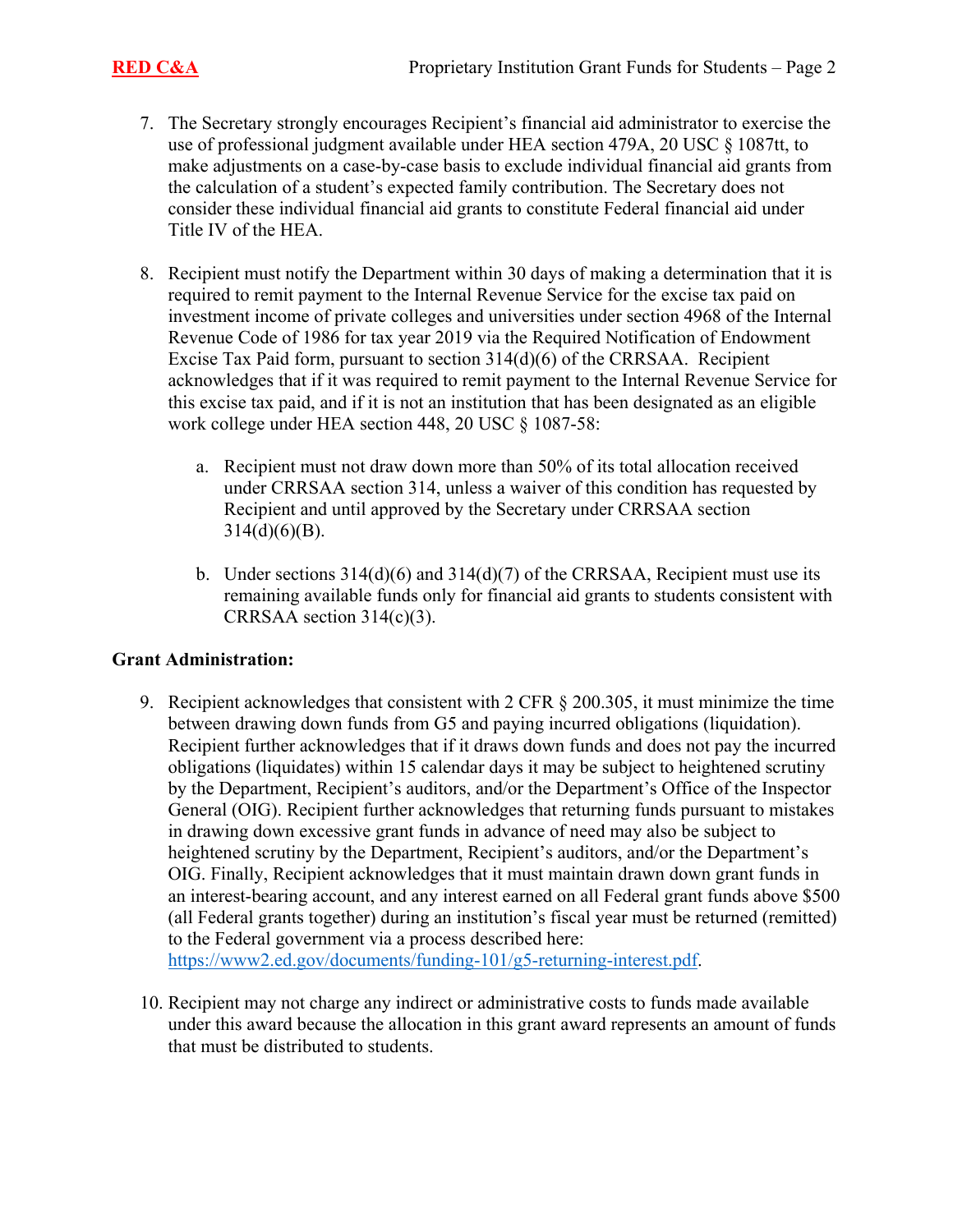7. The Secretary strongly encourages Recipient's financial aid administrator to exercise the use of professional judgment available under HEA section 479A, 20 USC § 1087tt, to make adjustments on a case-by-case basis to exclude individual financial aid grants from the calculation of a student's expected family contribution. The Secretary does not consider these individual financial aid grants to constitute Federal financial aid under Title IV of the HEA.

8. Recipient must notify the Department within 30 days of making a determination that it is required to remit payment to the Internal Revenue Service for the excise tax paid on investment income of private colleges and universities under section 4968 of the Internal Revenue Code of 1986 for tax year 2019 via the Required Notification of Endowment Excise Tax Paid form, pursuant to section 314(d)(6) of the CRRSAA. Recipient acknowledges that if it was required to remit payment to the Internal Revenue Service for this excise tax paid, and if it is not an institution that has been designated as an eligible work college under HEA section 448, 20 USC § 1087-58:

    a. Recipient must not draw down more than 50% of its total allocation received under CRRSAA section 314, unless a waiver of this condition has requested by Recipient and until approved by the Secretary under CRRSAA section 314(d)(6)(B).

    b. Under sections 314(d)(6) and 314(d)(7) of the CRRSAA, Recipient must use its remaining available funds only for financial aid grants to students consistent with CRRSAA section 314(c)(3).

**Grant Administration:**

9. Recipient acknowledges that consistent with 2 CFR § 200.305, it must minimize the time between drawing down funds from G5 and paying incurred obligations (liquidation). Recipient further acknowledges that if it draws down funds and does not pay the incurred obligations (liquidates) within 15 calendar days it may be subject to heightened scrutiny by the Department, Recipient's auditors, and/or the Department's Office of the Inspector General (OIG). Recipient further acknowledges that returning funds pursuant to mistakes in drawing down excessive grant funds in advance of need may also be subject to heightened scrutiny by the Department, Recipient's auditors, and/or the Department's OIG. Finally, Recipient acknowledges that it must maintain drawn down grant funds in an interest-bearing account, and any interest earned on all Federal grant funds above $500 (all Federal grants together) during an institution's fiscal year must be returned (remitted) to the Federal government via a process described here: https://www2.ed.gov/documents/funding-101/g5-returning-interest.pdf.

10. Recipient may not charge any indirect or administrative costs to funds made available under this award because the allocation in this grant award represents an amount of funds that must be distributed to students.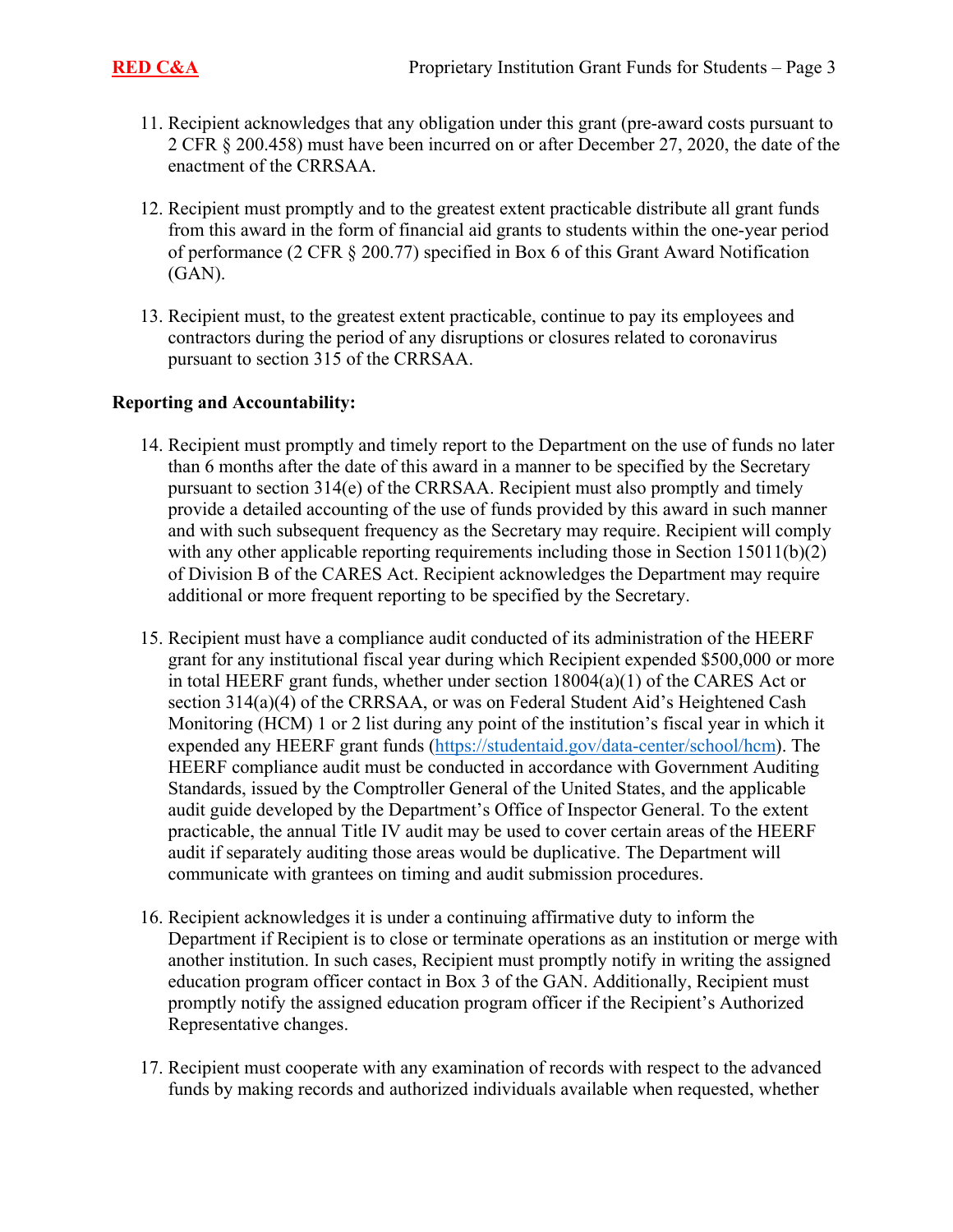11. Recipient acknowledges that any obligation under this grant (pre-award costs pursuant to 2 CFR § 200.458) must have been incurred on or after December 27, 2020, the date of the enactment of the CRRSAA.

12. Recipient must promptly and to the greatest extent practicable distribute all grant funds from this award in the form of financial aid grants to students within the one-year period of performance (2 CFR § 200.77) specified in Box 6 of this Grant Award Notification (GAN).

13. Recipient must, to the greatest extent practicable, continue to pay its employees and contractors during the period of any disruptions or closures related to coronavirus pursuant to section 315 of the CRRSAA.

**Reporting and Accountability:**

14. Recipient must promptly and timely report to the Department on the use of funds no later than 6 months after the date of this award in a manner to be specified by the Secretary pursuant to section 314(e) of the CRRSAA. Recipient must also promptly and timely provide a detailed accounting of the use of funds provided by this award in such manner and with such subsequent frequency as the Secretary may require. Recipient will comply with any other applicable reporting requirements including those in Section 15011(b)(2) of Division B of the CARES Act. Recipient acknowledges the Department may require additional or more frequent reporting to be specified by the Secretary.

15. Recipient must have a compliance audit conducted of its administration of the HEERF grant for any institutional fiscal year during which Recipient expended $500,000 or more in total HEERF grant funds, whether under section 18004(a)(1) of the CARES Act or section 314(a)(4) of the CRRSAA, or was on Federal Student Aid's Heightened Cash Monitoring (HCM) 1 or 2 list during any point of the institution's fiscal year in which it expended any HEERF grant funds ([https://studentaid.gov/data-center/school/hcm](https://studentaid.gov/data-center/school/hcm)). The HEERF compliance audit must be conducted in accordance with Government Auditing Standards, issued by the Comptroller General of the United States, and the applicable audit guide developed by the Department's Office of Inspector General. To the extent practicable, the annual Title IV audit may be used to cover certain areas of the HEERF audit if separately auditing those areas would be duplicative. The Department will communicate with grantees on timing and audit submission procedures.

16. Recipient acknowledges it is under a continuing affirmative duty to inform the Department if Recipient is to close or terminate operations as an institution or merge with another institution. In such cases, Recipient must promptly notify in writing the assigned education program officer contact in Box 3 of the GAN. Additionally, Recipient must promptly notify the assigned education program officer if the Recipient's Authorized Representative changes.

17. Recipient must cooperate with any examination of records with respect to the advanced funds by making records and authorized individuals available when requested, whether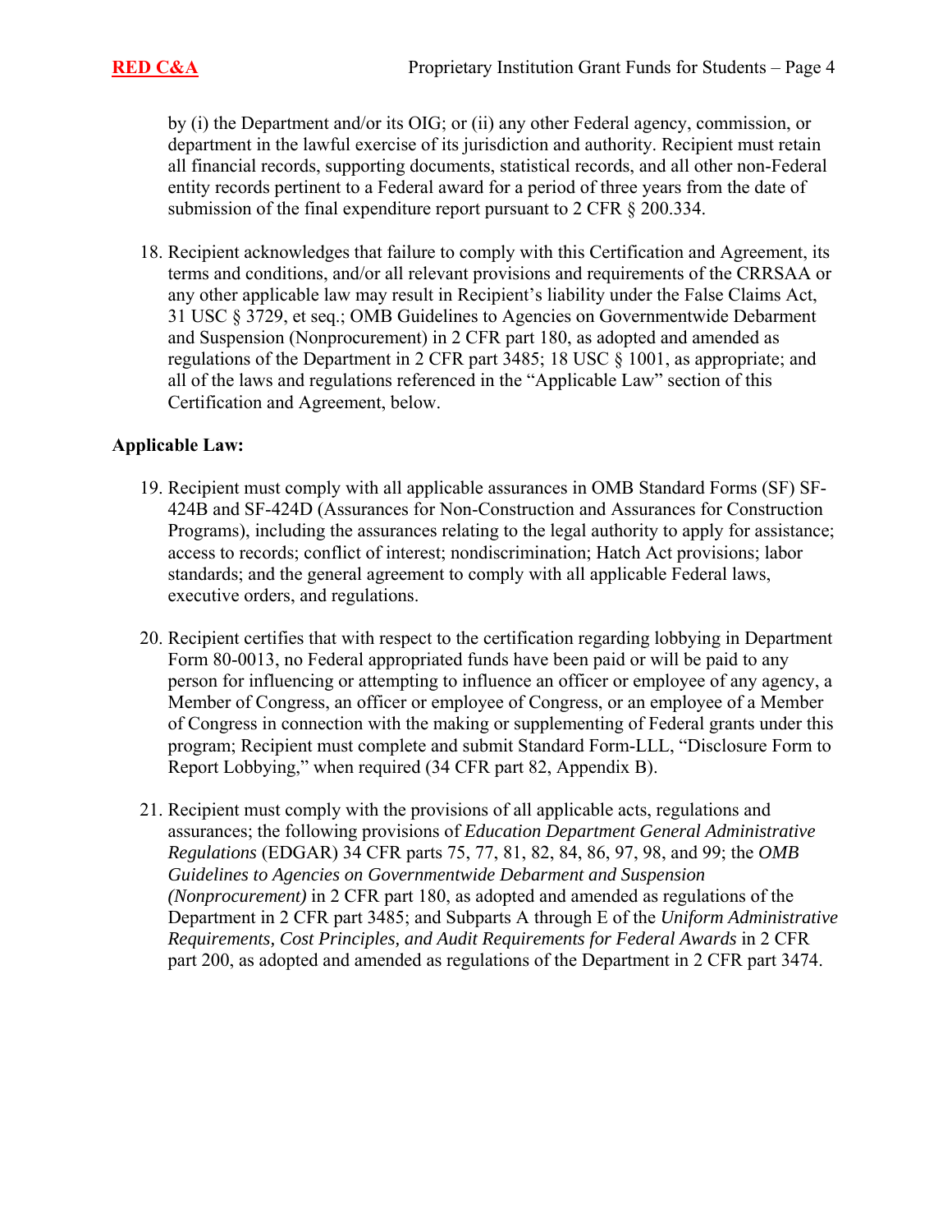by (i) the Department and/or its OIG; or (ii) any other Federal agency, commission, or department in the lawful exercise of its jurisdiction and authority. Recipient must retain all financial records, supporting documents, statistical records, and all other non-Federal entity records pertinent to a Federal award for a period of three years from the date of submission of the final expenditure report pursuant to 2 CFR § 200.334.

18. Recipient acknowledges that failure to comply with this Certification and Agreement, its terms and conditions, and/or all relevant provisions and requirements of the CRRSAA or any other applicable law may result in Recipient's liability under the False Claims Act, 31 USC § 3729, et seq.; OMB Guidelines to Agencies on Governmentwide Debarment and Suspension (Nonprocurement) in 2 CFR part 180, as adopted and amended as regulations of the Department in 2 CFR part 3485; 18 USC § 1001, as appropriate; and all of the laws and regulations referenced in the "Applicable Law" section of this Certification and Agreement, below.

**Applicable Law:**

19. Recipient must comply with all applicable assurances in OMB Standard Forms (SF) SF-424B and SF-424D (Assurances for Non-Construction and Assurances for Construction Programs), including the assurances relating to the legal authority to apply for assistance; access to records; conflict of interest; nondiscrimination; Hatch Act provisions; labor standards; and the general agreement to comply with all applicable Federal laws, executive orders, and regulations.

20. Recipient certifies that with respect to the certification regarding lobbying in Department Form 80-0013, no Federal appropriated funds have been paid or will be paid to any person for influencing or attempting to influence an officer or employee of any agency, a Member of Congress, an officer or employee of Congress, or an employee of a Member of Congress in connection with the making or supplementing of Federal grants under this program; Recipient must complete and submit Standard Form-LLL, "Disclosure Form to Report Lobbying," when required (34 CFR part 82, Appendix B).

21. Recipient must comply with the provisions of all applicable acts, regulations and assurances; the following provisions of *Education Department General Administrative Regulations* (EDGAR) 34 CFR parts 75, 77, 81, 82, 84, 86, 97, 98, and 99; the *OMB Guidelines to Agencies on Governmentwide Debarment and Suspension (Nonprocurement)* in 2 CFR part 180, as adopted and amended as regulations of the Department in 2 CFR part 3485; and Subparts A through E of the *Uniform Administrative Requirements, Cost Principles, and Audit Requirements for Federal Awards* in 2 CFR part 200, as adopted and amended as regulations of the Department in 2 CFR part 3474.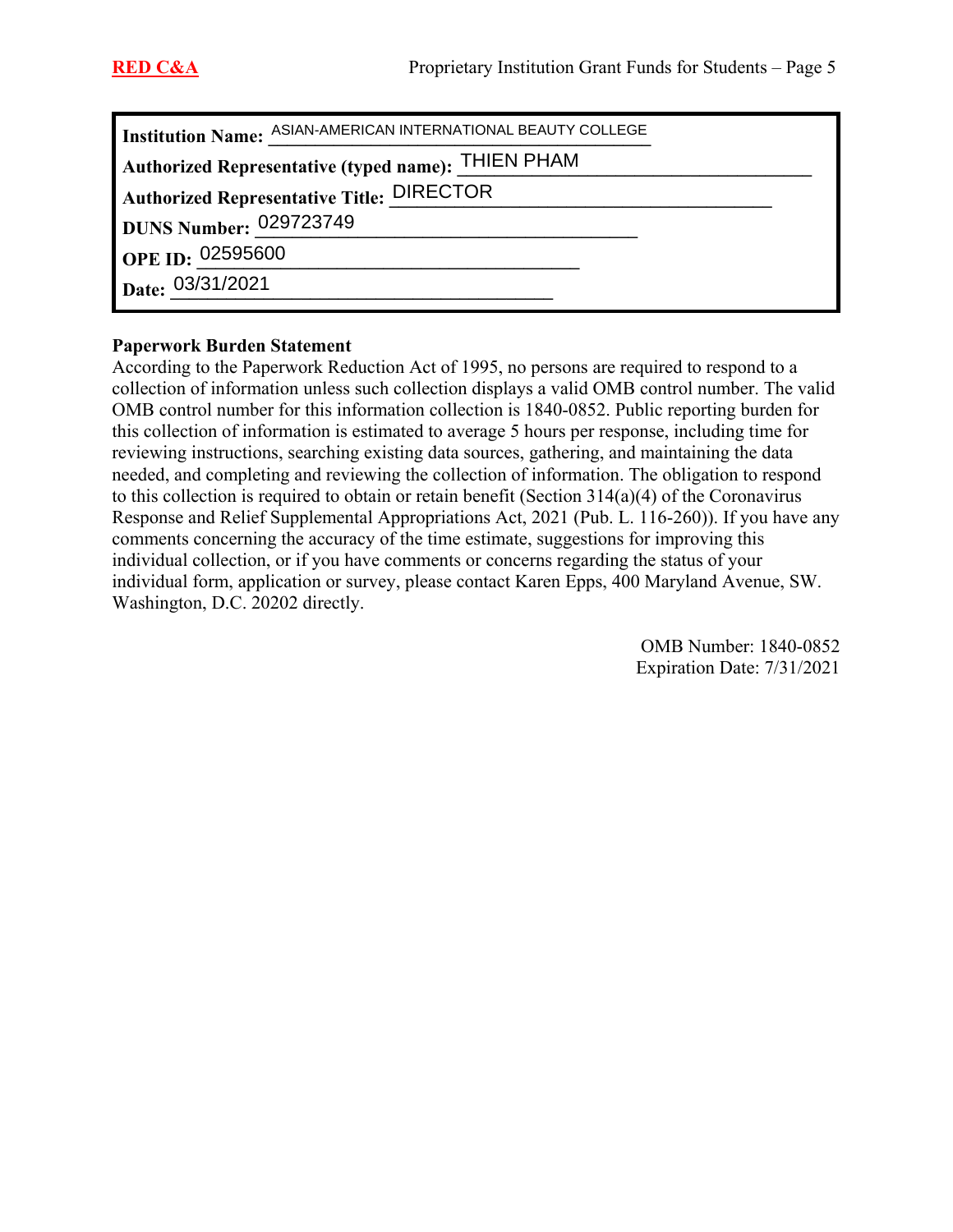**Institution Name:** ASIAN-AMERICAN INTERNATIONAL BEAUTY COLLEGE

**Authorized Representative (typed name):** THIEN PHAM

**Authorized Representative Title:** DIRECTOR

**DUNS Number:** 029723749

**OPE ID:** 02595600

**Date:** 03/31/2021

**Paperwork Burden Statement**

According to the Paperwork Reduction Act of 1995, no persons are required to respond to a collection of information unless such collection displays a valid OMB control number. The valid OMB control number for this information collection is 1840-0852. Public reporting burden for this collection of information is estimated to average 5 hours per response, including time for reviewing instructions, searching existing data sources, gathering, and maintaining the data needed, and completing and reviewing the collection of information. The obligation to respond to this collection is required to obtain or retain benefit (Section 314(a)(4) of the Coronavirus Response and Relief Supplemental Appropriations Act, 2021 (Pub. L. 116-260)). If you have any comments concerning the accuracy of the time estimate, suggestions for improving this individual collection, or if you have comments or concerns regarding the status of your individual form, application or survey, please contact Karen Epps, 400 Maryland Avenue, SW. Washington, D.C. 20202 directly.

OMB Number: 1840-0852
Expiration Date: 7/31/2021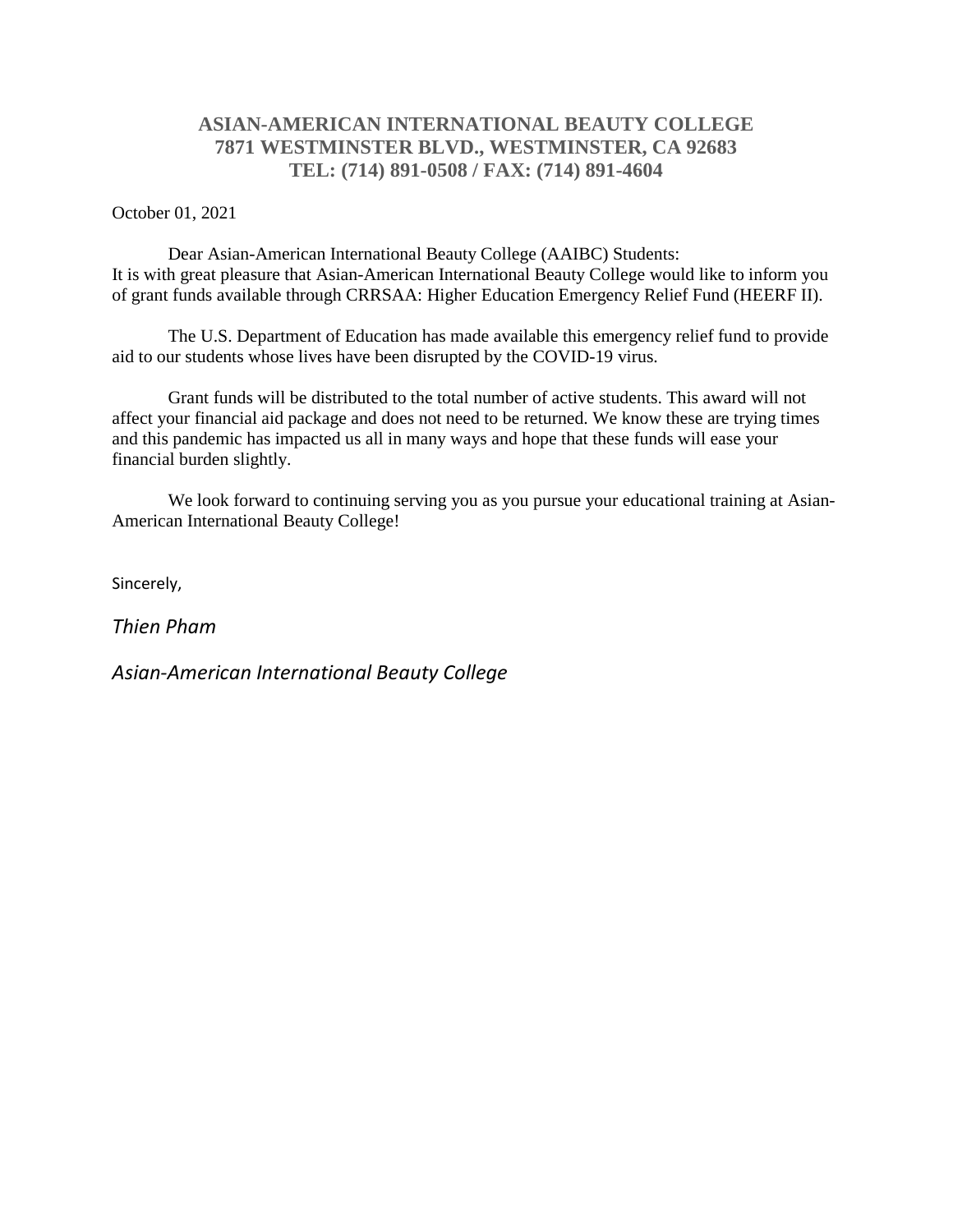**ASIAN-AMERICAN INTERNATIONAL BEAUTY COLLEGE**
**7871 WESTMINSTER BLVD., WESTMINSTER, CA 92683**
**TEL: (714) 891-0508 / FAX: (714) 891-4604**

October 01, 2021

Dear Asian-American International Beauty College (AAIBC) Students:
It is with great pleasure that Asian-American International Beauty College would like to inform you of grant funds available through CRRSAA: Higher Education Emergency Relief Fund (HEERF II).

The U.S. Department of Education has made available this emergency relief fund to provide aid to our students whose lives have been disrupted by the COVID-19 virus.

Grant funds will be distributed to the total number of active students. This award will not affect your financial aid package and does not need to be returned. We know these are trying times and this pandemic has impacted us all in many ways and hope that these funds will ease your financial burden slightly.

We look forward to continuing serving you as you pursue your educational training at Asian-American International Beauty College!

Sincerely,

*Thien Pham*

*Asian-American International Beauty College*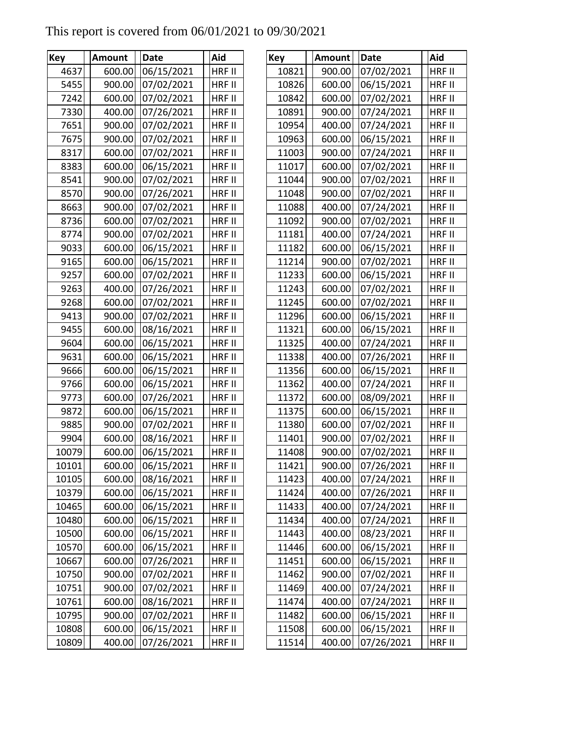This report is covered from 06/01/2021 to 09/30/2021

| Key | Amount | Date | Aid |
|---|---|---|---|
| 4637 | 600.00 | 06/15/2021 | HRF II |
| 5455 | 900.00 | 07/02/2021 | HRF II |
| 7242 | 600.00 | 07/02/2021 | HRF II |
| 7330 | 400.00 | 07/26/2021 | HRF II |
| 7651 | 900.00 | 07/02/2021 | HRF II |
| 7675 | 900.00 | 07/02/2021 | HRF II |
| 8317 | 600.00 | 07/02/2021 | HRF II |
| 8383 | 600.00 | 06/15/2021 | HRF II |
| 8541 | 900.00 | 07/02/2021 | HRF II |
| 8570 | 900.00 | 07/26/2021 | HRF II |
| 8663 | 900.00 | 07/02/2021 | HRF II |
| 8736 | 600.00 | 07/02/2021 | HRF II |
| 8774 | 900.00 | 07/02/2021 | HRF II |
| 9033 | 600.00 | 06/15/2021 | HRF II |
| 9165 | 600.00 | 06/15/2021 | HRF II |
| 9257 | 600.00 | 07/02/2021 | HRF II |
| 9263 | 400.00 | 07/26/2021 | HRF II |
| 9268 | 600.00 | 07/02/2021 | HRF II |
| 9413 | 900.00 | 07/02/2021 | HRF II |
| 9455 | 600.00 | 08/16/2021 | HRF II |
| 9604 | 600.00 | 06/15/2021 | HRF II |
| 9631 | 600.00 | 06/15/2021 | HRF II |
| 9666 | 600.00 | 06/15/2021 | HRF II |
| 9766 | 600.00 | 06/15/2021 | HRF II |
| 9773 | 600.00 | 07/26/2021 | HRF II |
| 9872 | 600.00 | 06/15/2021 | HRF II |
| 9885 | 900.00 | 07/02/2021 | HRF II |
| 9904 | 600.00 | 08/16/2021 | HRF II |
| 10079 | 600.00 | 06/15/2021 | HRF II |
| 10101 | 600.00 | 06/15/2021 | HRF II |
| 10105 | 600.00 | 08/16/2021 | HRF II |
| 10379 | 600.00 | 06/15/2021 | HRF II |
| 10465 | 600.00 | 06/15/2021 | HRF II |
| 10480 | 600.00 | 06/15/2021 | HRF II |
| 10500 | 600.00 | 06/15/2021 | HRF II |
| 10570 | 600.00 | 06/15/2021 | HRF II |
| 10667 | 600.00 | 07/26/2021 | HRF II |
| 10750 | 900.00 | 07/02/2021 | HRF II |
| 10751 | 900.00 | 07/02/2021 | HRF II |
| 10761 | 600.00 | 08/16/2021 | HRF II |
| 10795 | 900.00 | 07/02/2021 | HRF II |
| 10808 | 600.00 | 06/15/2021 | HRF II |
| 10809 | 400.00 | 07/26/2021 | HRF II |
| 10821 | 900.00 | 07/02/2021 | HRF II |
| 10826 | 600.00 | 06/15/2021 | HRF II |
| 10842 | 600.00 | 07/02/2021 | HRF II |
| 10891 | 900.00 | 07/24/2021 | HRF II |
| 10954 | 400.00 | 07/24/2021 | HRF II |
| 10963 | 600.00 | 06/15/2021 | HRF II |
| 11003 | 900.00 | 07/24/2021 | HRF II |
| 11017 | 600.00 | 07/02/2021 | HRF II |
| 11044 | 900.00 | 07/02/2021 | HRF II |
| 11048 | 900.00 | 07/02/2021 | HRF II |
| 11088 | 400.00 | 07/24/2021 | HRF II |
| 11092 | 900.00 | 07/02/2021 | HRF II |
| 11181 | 400.00 | 07/24/2021 | HRF II |
| 11182 | 600.00 | 06/15/2021 | HRF II |
| 11214 | 900.00 | 07/02/2021 | HRF II |
| 11233 | 600.00 | 06/15/2021 | HRF II |
| 11243 | 600.00 | 07/02/2021 | HRF II |
| 11245 | 600.00 | 07/02/2021 | HRF II |
| 11296 | 600.00 | 06/15/2021 | HRF II |
| 11321 | 600.00 | 06/15/2021 | HRF II |
| 11325 | 400.00 | 07/24/2021 | HRF II |
| 11338 | 400.00 | 07/26/2021 | HRF II |
| 11356 | 600.00 | 06/15/2021 | HRF II |
| 11362 | 400.00 | 07/24/2021 | HRF II |
| 11372 | 600.00 | 08/09/2021 | HRF II |
| 11375 | 600.00 | 06/15/2021 | HRF II |
| 11380 | 600.00 | 07/02/2021 | HRF II |
| 11401 | 900.00 | 07/02/2021 | HRF II |
| 11408 | 900.00 | 07/02/2021 | HRF II |
| 11421 | 900.00 | 07/26/2021 | HRF II |
| 11423 | 400.00 | 07/24/2021 | HRF II |
| 11424 | 400.00 | 07/26/2021 | HRF II |
| 11433 | 400.00 | 07/24/2021 | HRF II |
| 11434 | 400.00 | 07/24/2021 | HRF II |
| 11443 | 400.00 | 08/23/2021 | HRF II |
| 11446 | 600.00 | 06/15/2021 | HRF II |
| 11451 | 600.00 | 06/15/2021 | HRF II |
| 11462 | 900.00 | 07/02/2021 | HRF II |
| 11469 | 400.00 | 07/24/2021 | HRF II |
| 11474 | 400.00 | 07/24/2021 | HRF II |
| 11482 | 600.00 | 06/15/2021 | HRF II |
| 11508 | 600.00 | 06/15/2021 | HRF II |
| 11514 | 400.00 | 07/26/2021 | HRF II |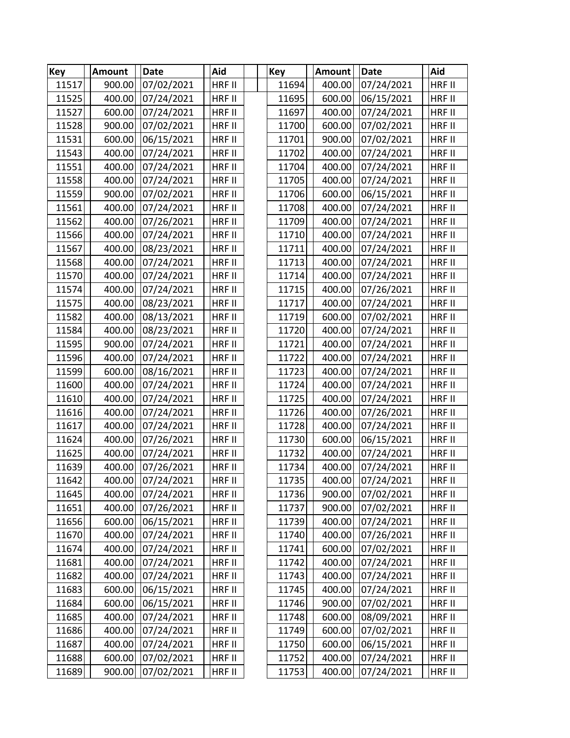| Key | Amount | Date | Aid |
|---|---|---|---|
| 11517 | 900.00 | 07/02/2021 | HRF II |
| 11525 | 400.00 | 07/24/2021 | HRF II |
| 11527 | 600.00 | 07/24/2021 | HRF II |
| 11528 | 900.00 | 07/02/2021 | HRF II |
| 11531 | 600.00 | 06/15/2021 | HRF II |
| 11543 | 400.00 | 07/24/2021 | HRF II |
| 11551 | 400.00 | 07/24/2021 | HRF II |
| 11558 | 400.00 | 07/24/2021 | HRF II |
| 11559 | 900.00 | 07/02/2021 | HRF II |
| 11561 | 400.00 | 07/24/2021 | HRF II |
| 11562 | 400.00 | 07/26/2021 | HRF II |
| 11566 | 400.00 | 07/24/2021 | HRF II |
| 11567 | 400.00 | 08/23/2021 | HRF II |
| 11568 | 400.00 | 07/24/2021 | HRF II |
| 11570 | 400.00 | 07/24/2021 | HRF II |
| 11574 | 400.00 | 07/24/2021 | HRF II |
| 11575 | 400.00 | 08/23/2021 | HRF II |
| 11582 | 400.00 | 08/13/2021 | HRF II |
| 11584 | 400.00 | 08/23/2021 | HRF II |
| 11595 | 900.00 | 07/24/2021 | HRF II |
| 11596 | 400.00 | 07/24/2021 | HRF II |
| 11599 | 600.00 | 08/16/2021 | HRF II |
| 11600 | 400.00 | 07/24/2021 | HRF II |
| 11610 | 400.00 | 07/24/2021 | HRF II |
| 11616 | 400.00 | 07/24/2021 | HRF II |
| 11617 | 400.00 | 07/24/2021 | HRF II |
| 11624 | 400.00 | 07/26/2021 | HRF II |
| 11625 | 400.00 | 07/24/2021 | HRF II |
| 11639 | 400.00 | 07/26/2021 | HRF II |
| 11642 | 400.00 | 07/24/2021 | HRF II |
| 11645 | 400.00 | 07/24/2021 | HRF II |
| 11651 | 400.00 | 07/26/2021 | HRF II |
| 11656 | 600.00 | 06/15/2021 | HRF II |
| 11670 | 400.00 | 07/24/2021 | HRF II |
| 11674 | 400.00 | 07/24/2021 | HRF II |
| 11681 | 400.00 | 07/24/2021 | HRF II |
| 11682 | 400.00 | 07/24/2021 | HRF II |
| 11683 | 600.00 | 06/15/2021 | HRF II |
| 11684 | 600.00 | 06/15/2021 | HRF II |
| 11685 | 400.00 | 07/24/2021 | HRF II |
| 11686 | 400.00 | 07/24/2021 | HRF II |
| 11687 | 400.00 | 07/24/2021 | HRF II |
| 11688 | 600.00 | 07/02/2021 | HRF II |
| 11689 | 900.00 | 07/02/2021 | HRF II |
| 11694 | 400.00 | 07/24/2021 | HRF II |
| 11695 | 600.00 | 06/15/2021 | HRF II |
| 11697 | 400.00 | 07/24/2021 | HRF II |
| 11700 | 600.00 | 07/02/2021 | HRF II |
| 11701 | 900.00 | 07/02/2021 | HRF II |
| 11702 | 400.00 | 07/24/2021 | HRF II |
| 11704 | 400.00 | 07/24/2021 | HRF II |
| 11705 | 400.00 | 07/24/2021 | HRF II |
| 11706 | 600.00 | 06/15/2021 | HRF II |
| 11708 | 400.00 | 07/24/2021 | HRF II |
| 11709 | 400.00 | 07/24/2021 | HRF II |
| 11710 | 400.00 | 07/24/2021 | HRF II |
| 11711 | 400.00 | 07/24/2021 | HRF II |
| 11713 | 400.00 | 07/24/2021 | HRF II |
| 11714 | 400.00 | 07/24/2021 | HRF II |
| 11715 | 400.00 | 07/26/2021 | HRF II |
| 11717 | 400.00 | 07/24/2021 | HRF II |
| 11719 | 600.00 | 07/02/2021 | HRF II |
| 11720 | 400.00 | 07/24/2021 | HRF II |
| 11721 | 400.00 | 07/24/2021 | HRF II |
| 11722 | 400.00 | 07/24/2021 | HRF II |
| 11723 | 400.00 | 07/24/2021 | HRF II |
| 11724 | 400.00 | 07/24/2021 | HRF II |
| 11725 | 400.00 | 07/24/2021 | HRF II |
| 11726 | 400.00 | 07/26/2021 | HRF II |
| 11728 | 400.00 | 07/24/2021 | HRF II |
| 11730 | 600.00 | 06/15/2021 | HRF II |
| 11732 | 400.00 | 07/24/2021 | HRF II |
| 11734 | 400.00 | 07/24/2021 | HRF II |
| 11735 | 400.00 | 07/24/2021 | HRF II |
| 11736 | 900.00 | 07/02/2021 | HRF II |
| 11737 | 900.00 | 07/02/2021 | HRF II |
| 11739 | 400.00 | 07/24/2021 | HRF II |
| 11740 | 400.00 | 07/26/2021 | HRF II |
| 11741 | 600.00 | 07/02/2021 | HRF II |
| 11742 | 400.00 | 07/24/2021 | HRF II |
| 11743 | 400.00 | 07/24/2021 | HRF II |
| 11745 | 400.00 | 07/24/2021 | HRF II |
| 11746 | 900.00 | 07/02/2021 | HRF II |
| 11748 | 600.00 | 08/09/2021 | HRF II |
| 11749 | 600.00 | 07/02/2021 | HRF II |
| 11750 | 600.00 | 06/15/2021 | HRF II |
| 11752 | 400.00 | 07/24/2021 | HRF II |
| 11753 | 400.00 | 07/24/2021 | HRF II |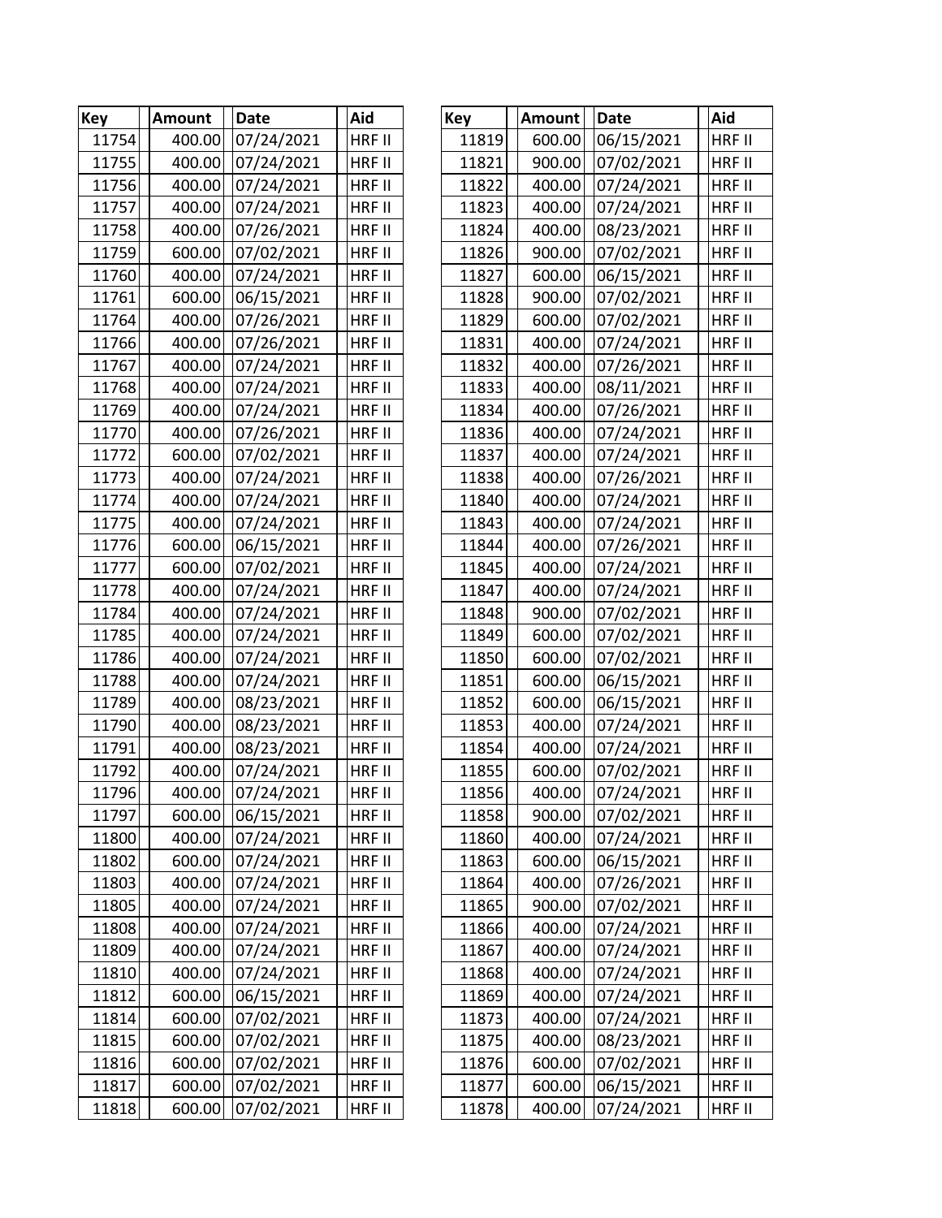| Key | Amount | Date | Aid |
|---|---|---|---|
| 11754 | 400.00 | 07/24/2021 | HRF II |
| 11755 | 400.00 | 07/24/2021 | HRF II |
| 11756 | 400.00 | 07/24/2021 | HRF II |
| 11757 | 400.00 | 07/24/2021 | HRF II |
| 11758 | 400.00 | 07/26/2021 | HRF II |
| 11759 | 600.00 | 07/02/2021 | HRF II |
| 11760 | 400.00 | 07/24/2021 | HRF II |
| 11761 | 600.00 | 06/15/2021 | HRF II |
| 11764 | 400.00 | 07/26/2021 | HRF II |
| 11766 | 400.00 | 07/26/2021 | HRF II |
| 11767 | 400.00 | 07/24/2021 | HRF II |
| 11768 | 400.00 | 07/24/2021 | HRF II |
| 11769 | 400.00 | 07/24/2021 | HRF II |
| 11770 | 400.00 | 07/26/2021 | HRF II |
| 11772 | 600.00 | 07/02/2021 | HRF II |
| 11773 | 400.00 | 07/24/2021 | HRF II |
| 11774 | 400.00 | 07/24/2021 | HRF II |
| 11775 | 400.00 | 07/24/2021 | HRF II |
| 11776 | 600.00 | 06/15/2021 | HRF II |
| 11777 | 600.00 | 07/02/2021 | HRF II |
| 11778 | 400.00 | 07/24/2021 | HRF II |
| 11784 | 400.00 | 07/24/2021 | HRF II |
| 11785 | 400.00 | 07/24/2021 | HRF II |
| 11786 | 400.00 | 07/24/2021 | HRF II |
| 11788 | 400.00 | 07/24/2021 | HRF II |
| 11789 | 400.00 | 08/23/2021 | HRF II |
| 11790 | 400.00 | 08/23/2021 | HRF II |
| 11791 | 400.00 | 08/23/2021 | HRF II |
| 11792 | 400.00 | 07/24/2021 | HRF II |
| 11796 | 400.00 | 07/24/2021 | HRF II |
| 11797 | 600.00 | 06/15/2021 | HRF II |
| 11800 | 400.00 | 07/24/2021 | HRF II |
| 11802 | 600.00 | 07/24/2021 | HRF II |
| 11803 | 400.00 | 07/24/2021 | HRF II |
| 11805 | 400.00 | 07/24/2021 | HRF II |
| 11808 | 400.00 | 07/24/2021 | HRF II |
| 11809 | 400.00 | 07/24/2021 | HRF II |
| 11810 | 400.00 | 07/24/2021 | HRF II |
| 11812 | 600.00 | 06/15/2021 | HRF II |
| 11814 | 600.00 | 07/02/2021 | HRF II |
| 11815 | 600.00 | 07/02/2021 | HRF II |
| 11816 | 600.00 | 07/02/2021 | HRF II |
| 11817 | 600.00 | 07/02/2021 | HRF II |
| 11818 | 600.00 | 07/02/2021 | HRF II |
| 11819 | 600.00 | 06/15/2021 | HRF II |
| 11821 | 900.00 | 07/02/2021 | HRF II |
| 11822 | 400.00 | 07/24/2021 | HRF II |
| 11823 | 400.00 | 07/24/2021 | HRF II |
| 11824 | 400.00 | 08/23/2021 | HRF II |
| 11826 | 900.00 | 07/02/2021 | HRF II |
| 11827 | 600.00 | 06/15/2021 | HRF II |
| 11828 | 900.00 | 07/02/2021 | HRF II |
| 11829 | 600.00 | 07/02/2021 | HRF II |
| 11831 | 400.00 | 07/24/2021 | HRF II |
| 11832 | 400.00 | 07/26/2021 | HRF II |
| 11833 | 400.00 | 08/11/2021 | HRF II |
| 11834 | 400.00 | 07/26/2021 | HRF II |
| 11836 | 400.00 | 07/24/2021 | HRF II |
| 11837 | 400.00 | 07/24/2021 | HRF II |
| 11838 | 400.00 | 07/26/2021 | HRF II |
| 11840 | 400.00 | 07/24/2021 | HRF II |
| 11843 | 400.00 | 07/24/2021 | HRF II |
| 11844 | 400.00 | 07/26/2021 | HRF II |
| 11845 | 400.00 | 07/24/2021 | HRF II |
| 11847 | 400.00 | 07/24/2021 | HRF II |
| 11848 | 900.00 | 07/02/2021 | HRF II |
| 11849 | 600.00 | 07/02/2021 | HRF II |
| 11850 | 600.00 | 07/02/2021 | HRF II |
| 11851 | 600.00 | 06/15/2021 | HRF II |
| 11852 | 600.00 | 06/15/2021 | HRF II |
| 11853 | 400.00 | 07/24/2021 | HRF II |
| 11854 | 400.00 | 07/24/2021 | HRF II |
| 11855 | 600.00 | 07/02/2021 | HRF II |
| 11856 | 400.00 | 07/24/2021 | HRF II |
| 11858 | 900.00 | 07/02/2021 | HRF II |
| 11860 | 400.00 | 07/24/2021 | HRF II |
| 11863 | 600.00 | 06/15/2021 | HRF II |
| 11864 | 400.00 | 07/26/2021 | HRF II |
| 11865 | 900.00 | 07/02/2021 | HRF II |
| 11866 | 400.00 | 07/24/2021 | HRF II |
| 11867 | 400.00 | 07/24/2021 | HRF II |
| 11868 | 400.00 | 07/24/2021 | HRF II |
| 11869 | 400.00 | 07/24/2021 | HRF II |
| 11873 | 400.00 | 07/24/2021 | HRF II |
| 11875 | 400.00 | 08/23/2021 | HRF II |
| 11876 | 600.00 | 07/02/2021 | HRF II |
| 11877 | 600.00 | 06/15/2021 | HRF II |
| 11878 | 400.00 | 07/24/2021 | HRF II |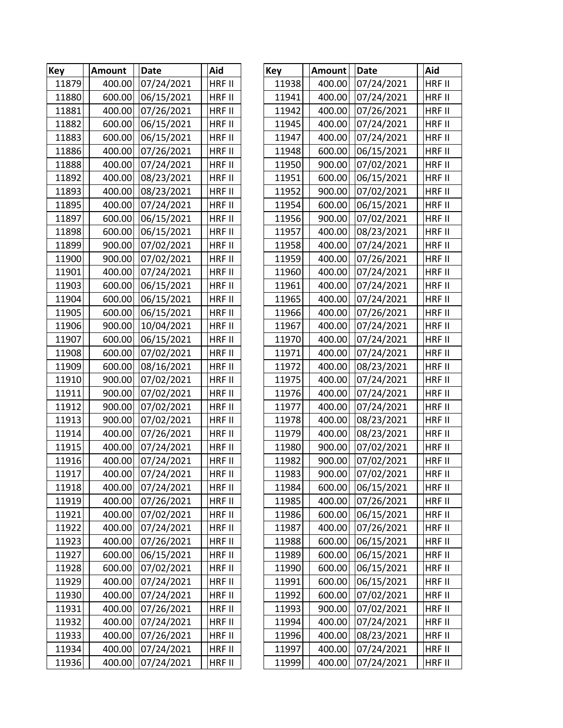| Key | Amount | Date | Aid |
|---|---|---|---|
| 11879 | 400.00 | 07/24/2021 | HRF II |
| 11880 | 600.00 | 06/15/2021 | HRF II |
| 11881 | 400.00 | 07/26/2021 | HRF II |
| 11882 | 600.00 | 06/15/2021 | HRF II |
| 11883 | 600.00 | 06/15/2021 | HRF II |
| 11886 | 400.00 | 07/26/2021 | HRF II |
| 11888 | 400.00 | 07/24/2021 | HRF II |
| 11892 | 400.00 | 08/23/2021 | HRF II |
| 11893 | 400.00 | 08/23/2021 | HRF II |
| 11895 | 400.00 | 07/24/2021 | HRF II |
| 11897 | 600.00 | 06/15/2021 | HRF II |
| 11898 | 600.00 | 06/15/2021 | HRF II |
| 11899 | 900.00 | 07/02/2021 | HRF II |
| 11900 | 900.00 | 07/02/2021 | HRF II |
| 11901 | 400.00 | 07/24/2021 | HRF II |
| 11903 | 600.00 | 06/15/2021 | HRF II |
| 11904 | 600.00 | 06/15/2021 | HRF II |
| 11905 | 600.00 | 06/15/2021 | HRF II |
| 11906 | 900.00 | 10/04/2021 | HRF II |
| 11907 | 600.00 | 06/15/2021 | HRF II |
| 11908 | 600.00 | 07/02/2021 | HRF II |
| 11909 | 600.00 | 08/16/2021 | HRF II |
| 11910 | 900.00 | 07/02/2021 | HRF II |
| 11911 | 900.00 | 07/02/2021 | HRF II |
| 11912 | 900.00 | 07/02/2021 | HRF II |
| 11913 | 900.00 | 07/02/2021 | HRF II |
| 11914 | 400.00 | 07/26/2021 | HRF II |
| 11915 | 400.00 | 07/24/2021 | HRF II |
| 11916 | 400.00 | 07/24/2021 | HRF II |
| 11917 | 400.00 | 07/24/2021 | HRF II |
| 11918 | 400.00 | 07/24/2021 | HRF II |
| 11919 | 400.00 | 07/26/2021 | HRF II |
| 11921 | 400.00 | 07/02/2021 | HRF II |
| 11922 | 400.00 | 07/24/2021 | HRF II |
| 11923 | 400.00 | 07/26/2021 | HRF II |
| 11927 | 600.00 | 06/15/2021 | HRF II |
| 11928 | 600.00 | 07/02/2021 | HRF II |
| 11929 | 400.00 | 07/24/2021 | HRF II |
| 11930 | 400.00 | 07/24/2021 | HRF II |
| 11931 | 400.00 | 07/26/2021 | HRF II |
| 11932 | 400.00 | 07/24/2021 | HRF II |
| 11933 | 400.00 | 07/26/2021 | HRF II |
| 11934 | 400.00 | 07/24/2021 | HRF II |
| 11936 | 400.00 | 07/24/2021 | HRF II |
| 11938 | 400.00 | 07/24/2021 | HRF II |
| 11941 | 400.00 | 07/24/2021 | HRF II |
| 11942 | 400.00 | 07/26/2021 | HRF II |
| 11945 | 400.00 | 07/24/2021 | HRF II |
| 11947 | 400.00 | 07/24/2021 | HRF II |
| 11948 | 600.00 | 06/15/2021 | HRF II |
| 11950 | 900.00 | 07/02/2021 | HRF II |
| 11951 | 600.00 | 06/15/2021 | HRF II |
| 11952 | 900.00 | 07/02/2021 | HRF II |
| 11954 | 600.00 | 06/15/2021 | HRF II |
| 11956 | 900.00 | 07/02/2021 | HRF II |
| 11957 | 400.00 | 08/23/2021 | HRF II |
| 11958 | 400.00 | 07/24/2021 | HRF II |
| 11959 | 400.00 | 07/26/2021 | HRF II |
| 11960 | 400.00 | 07/24/2021 | HRF II |
| 11961 | 400.00 | 07/24/2021 | HRF II |
| 11965 | 400.00 | 07/24/2021 | HRF II |
| 11966 | 400.00 | 07/26/2021 | HRF II |
| 11967 | 400.00 | 07/24/2021 | HRF II |
| 11970 | 400.00 | 07/24/2021 | HRF II |
| 11971 | 400.00 | 07/24/2021 | HRF II |
| 11972 | 400.00 | 08/23/2021 | HRF II |
| 11975 | 400.00 | 07/24/2021 | HRF II |
| 11976 | 400.00 | 07/24/2021 | HRF II |
| 11977 | 400.00 | 07/24/2021 | HRF II |
| 11978 | 400.00 | 08/23/2021 | HRF II |
| 11979 | 400.00 | 08/23/2021 | HRF II |
| 11980 | 900.00 | 07/02/2021 | HRF II |
| 11982 | 900.00 | 07/02/2021 | HRF II |
| 11983 | 900.00 | 07/02/2021 | HRF II |
| 11984 | 600.00 | 06/15/2021 | HRF II |
| 11985 | 400.00 | 07/26/2021 | HRF II |
| 11986 | 600.00 | 06/15/2021 | HRF II |
| 11987 | 400.00 | 07/26/2021 | HRF II |
| 11988 | 600.00 | 06/15/2021 | HRF II |
| 11989 | 600.00 | 06/15/2021 | HRF II |
| 11990 | 600.00 | 06/15/2021 | HRF II |
| 11991 | 600.00 | 06/15/2021 | HRF II |
| 11992 | 600.00 | 07/02/2021 | HRF II |
| 11993 | 900.00 | 07/02/2021 | HRF II |
| 11994 | 400.00 | 07/24/2021 | HRF II |
| 11996 | 400.00 | 08/23/2021 | HRF II |
| 11997 | 400.00 | 07/24/2021 | HRF II |
| 11999 | 400.00 | 07/24/2021 | HRF II |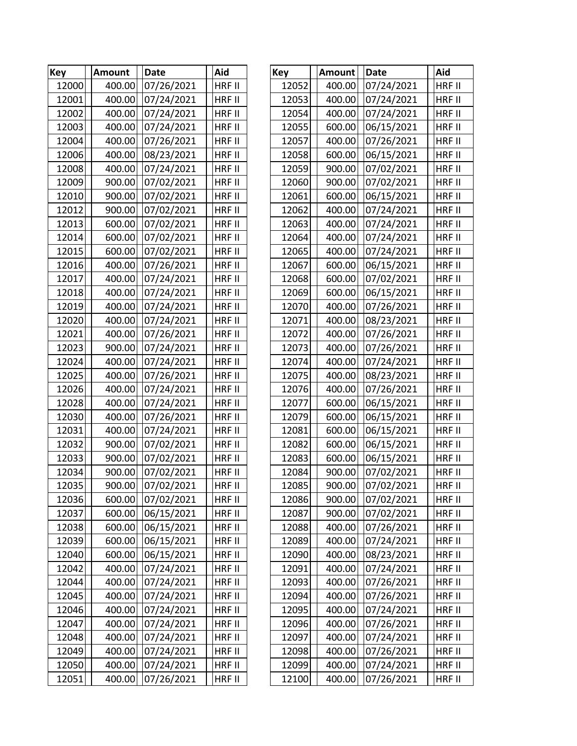| Key | Amount | Date | Aid |
|---|---|---|---|
| 12000 | 400.00 | 07/26/2021 | HRF II |
| 12001 | 400.00 | 07/24/2021 | HRF II |
| 12002 | 400.00 | 07/24/2021 | HRF II |
| 12003 | 400.00 | 07/24/2021 | HRF II |
| 12004 | 400.00 | 07/26/2021 | HRF II |
| 12006 | 400.00 | 08/23/2021 | HRF II |
| 12008 | 400.00 | 07/24/2021 | HRF II |
| 12009 | 900.00 | 07/02/2021 | HRF II |
| 12010 | 900.00 | 07/02/2021 | HRF II |
| 12012 | 900.00 | 07/02/2021 | HRF II |
| 12013 | 600.00 | 07/02/2021 | HRF II |
| 12014 | 600.00 | 07/02/2021 | HRF II |
| 12015 | 600.00 | 07/02/2021 | HRF II |
| 12016 | 400.00 | 07/26/2021 | HRF II |
| 12017 | 400.00 | 07/24/2021 | HRF II |
| 12018 | 400.00 | 07/24/2021 | HRF II |
| 12019 | 400.00 | 07/24/2021 | HRF II |
| 12020 | 400.00 | 07/24/2021 | HRF II |
| 12021 | 400.00 | 07/26/2021 | HRF II |
| 12023 | 900.00 | 07/24/2021 | HRF II |
| 12024 | 400.00 | 07/24/2021 | HRF II |
| 12025 | 400.00 | 07/26/2021 | HRF II |
| 12026 | 400.00 | 07/24/2021 | HRF II |
| 12028 | 400.00 | 07/24/2021 | HRF II |
| 12030 | 400.00 | 07/26/2021 | HRF II |
| 12031 | 400.00 | 07/24/2021 | HRF II |
| 12032 | 900.00 | 07/02/2021 | HRF II |
| 12033 | 900.00 | 07/02/2021 | HRF II |
| 12034 | 900.00 | 07/02/2021 | HRF II |
| 12035 | 900.00 | 07/02/2021 | HRF II |
| 12036 | 600.00 | 07/02/2021 | HRF II |
| 12037 | 600.00 | 06/15/2021 | HRF II |
| 12038 | 600.00 | 06/15/2021 | HRF II |
| 12039 | 600.00 | 06/15/2021 | HRF II |
| 12040 | 600.00 | 06/15/2021 | HRF II |
| 12042 | 400.00 | 07/24/2021 | HRF II |
| 12044 | 400.00 | 07/24/2021 | HRF II |
| 12045 | 400.00 | 07/24/2021 | HRF II |
| 12046 | 400.00 | 07/24/2021 | HRF II |
| 12047 | 400.00 | 07/24/2021 | HRF II |
| 12048 | 400.00 | 07/24/2021 | HRF II |
| 12049 | 400.00 | 07/24/2021 | HRF II |
| 12050 | 400.00 | 07/24/2021 | HRF II |
| 12051 | 400.00 | 07/26/2021 | HRF II |
| 12052 | 400.00 | 07/24/2021 | HRF II |
| 12053 | 400.00 | 07/24/2021 | HRF II |
| 12054 | 400.00 | 07/24/2021 | HRF II |
| 12055 | 600.00 | 06/15/2021 | HRF II |
| 12057 | 400.00 | 07/26/2021 | HRF II |
| 12058 | 600.00 | 06/15/2021 | HRF II |
| 12059 | 900.00 | 07/02/2021 | HRF II |
| 12060 | 900.00 | 07/02/2021 | HRF II |
| 12061 | 600.00 | 06/15/2021 | HRF II |
| 12062 | 400.00 | 07/24/2021 | HRF II |
| 12063 | 400.00 | 07/24/2021 | HRF II |
| 12064 | 400.00 | 07/24/2021 | HRF II |
| 12065 | 400.00 | 07/24/2021 | HRF II |
| 12067 | 600.00 | 06/15/2021 | HRF II |
| 12068 | 600.00 | 07/02/2021 | HRF II |
| 12069 | 600.00 | 06/15/2021 | HRF II |
| 12070 | 400.00 | 07/26/2021 | HRF II |
| 12071 | 400.00 | 08/23/2021 | HRF II |
| 12072 | 400.00 | 07/26/2021 | HRF II |
| 12073 | 400.00 | 07/26/2021 | HRF II |
| 12074 | 400.00 | 07/24/2021 | HRF II |
| 12075 | 400.00 | 08/23/2021 | HRF II |
| 12076 | 400.00 | 07/26/2021 | HRF II |
| 12077 | 600.00 | 06/15/2021 | HRF II |
| 12079 | 600.00 | 06/15/2021 | HRF II |
| 12081 | 600.00 | 06/15/2021 | HRF II |
| 12082 | 600.00 | 06/15/2021 | HRF II |
| 12083 | 600.00 | 06/15/2021 | HRF II |
| 12084 | 900.00 | 07/02/2021 | HRF II |
| 12085 | 900.00 | 07/02/2021 | HRF II |
| 12086 | 900.00 | 07/02/2021 | HRF II |
| 12087 | 900.00 | 07/02/2021 | HRF II |
| 12088 | 400.00 | 07/26/2021 | HRF II |
| 12089 | 400.00 | 07/24/2021 | HRF II |
| 12090 | 400.00 | 08/23/2021 | HRF II |
| 12091 | 400.00 | 07/24/2021 | HRF II |
| 12093 | 400.00 | 07/26/2021 | HRF II |
| 12094 | 400.00 | 07/26/2021 | HRF II |
| 12095 | 400.00 | 07/24/2021 | HRF II |
| 12096 | 400.00 | 07/26/2021 | HRF II |
| 12097 | 400.00 | 07/24/2021 | HRF II |
| 12098 | 400.00 | 07/26/2021 | HRF II |
| 12099 | 400.00 | 07/24/2021 | HRF II |
| 12100 | 400.00 | 07/26/2021 | HRF II |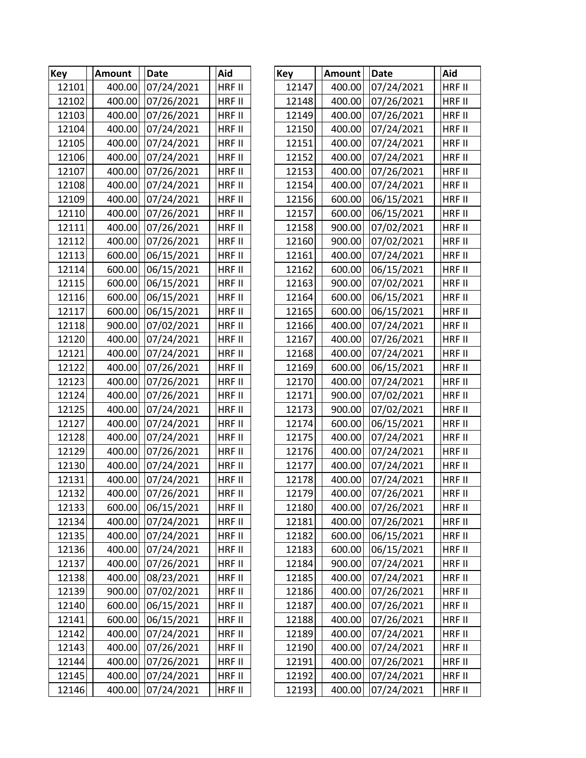| Key | Amount | Date | Aid |
|---|---|---|---|
| 12101 | 400.00 | 07/24/2021 | HRF II |
| 12102 | 400.00 | 07/26/2021 | HRF II |
| 12103 | 400.00 | 07/26/2021 | HRF II |
| 12104 | 400.00 | 07/24/2021 | HRF II |
| 12105 | 400.00 | 07/24/2021 | HRF II |
| 12106 | 400.00 | 07/24/2021 | HRF II |
| 12107 | 400.00 | 07/26/2021 | HRF II |
| 12108 | 400.00 | 07/24/2021 | HRF II |
| 12109 | 400.00 | 07/24/2021 | HRF II |
| 12110 | 400.00 | 07/26/2021 | HRF II |
| 12111 | 400.00 | 07/26/2021 | HRF II |
| 12112 | 400.00 | 07/26/2021 | HRF II |
| 12113 | 600.00 | 06/15/2021 | HRF II |
| 12114 | 600.00 | 06/15/2021 | HRF II |
| 12115 | 600.00 | 06/15/2021 | HRF II |
| 12116 | 600.00 | 06/15/2021 | HRF II |
| 12117 | 600.00 | 06/15/2021 | HRF II |
| 12118 | 900.00 | 07/02/2021 | HRF II |
| 12120 | 400.00 | 07/24/2021 | HRF II |
| 12121 | 400.00 | 07/24/2021 | HRF II |
| 12122 | 400.00 | 07/26/2021 | HRF II |
| 12123 | 400.00 | 07/26/2021 | HRF II |
| 12124 | 400.00 | 07/26/2021 | HRF II |
| 12125 | 400.00 | 07/24/2021 | HRF II |
| 12127 | 400.00 | 07/24/2021 | HRF II |
| 12128 | 400.00 | 07/24/2021 | HRF II |
| 12129 | 400.00 | 07/26/2021 | HRF II |
| 12130 | 400.00 | 07/24/2021 | HRF II |
| 12131 | 400.00 | 07/24/2021 | HRF II |
| 12132 | 400.00 | 07/26/2021 | HRF II |
| 12133 | 600.00 | 06/15/2021 | HRF II |
| 12134 | 400.00 | 07/24/2021 | HRF II |
| 12135 | 400.00 | 07/24/2021 | HRF II |
| 12136 | 400.00 | 07/24/2021 | HRF II |
| 12137 | 400.00 | 07/26/2021 | HRF II |
| 12138 | 400.00 | 08/23/2021 | HRF II |
| 12139 | 900.00 | 07/02/2021 | HRF II |
| 12140 | 600.00 | 06/15/2021 | HRF II |
| 12141 | 600.00 | 06/15/2021 | HRF II |
| 12142 | 400.00 | 07/24/2021 | HRF II |
| 12143 | 400.00 | 07/26/2021 | HRF II |
| 12144 | 400.00 | 07/26/2021 | HRF II |
| 12145 | 400.00 | 07/24/2021 | HRF II |
| 12146 | 400.00 | 07/24/2021 | HRF II |

| Key | Amount | Date | Aid |
|---|---|---|---|
| 12147 | 400.00 | 07/24/2021 | HRF II |
| 12148 | 400.00 | 07/26/2021 | HRF II |
| 12149 | 400.00 | 07/26/2021 | HRF II |
| 12150 | 400.00 | 07/24/2021 | HRF II |
| 12151 | 400.00 | 07/24/2021 | HRF II |
| 12152 | 400.00 | 07/24/2021 | HRF II |
| 12153 | 400.00 | 07/26/2021 | HRF II |
| 12154 | 400.00 | 07/24/2021 | HRF II |
| 12156 | 600.00 | 06/15/2021 | HRF II |
| 12157 | 600.00 | 06/15/2021 | HRF II |
| 12158 | 900.00 | 07/02/2021 | HRF II |
| 12160 | 900.00 | 07/02/2021 | HRF II |
| 12161 | 400.00 | 07/24/2021 | HRF II |
| 12162 | 600.00 | 06/15/2021 | HRF II |
| 12163 | 900.00 | 07/02/2021 | HRF II |
| 12164 | 600.00 | 06/15/2021 | HRF II |
| 12165 | 600.00 | 06/15/2021 | HRF II |
| 12166 | 400.00 | 07/24/2021 | HRF II |
| 12167 | 400.00 | 07/26/2021 | HRF II |
| 12168 | 400.00 | 07/24/2021 | HRF II |
| 12169 | 600.00 | 06/15/2021 | HRF II |
| 12170 | 400.00 | 07/24/2021 | HRF II |
| 12171 | 900.00 | 07/02/2021 | HRF II |
| 12173 | 900.00 | 07/02/2021 | HRF II |
| 12174 | 600.00 | 06/15/2021 | HRF II |
| 12175 | 400.00 | 07/24/2021 | HRF II |
| 12176 | 400.00 | 07/24/2021 | HRF II |
| 12177 | 400.00 | 07/24/2021 | HRF II |
| 12178 | 400.00 | 07/24/2021 | HRF II |
| 12179 | 400.00 | 07/26/2021 | HRF II |
| 12180 | 400.00 | 07/26/2021 | HRF II |
| 12181 | 400.00 | 07/26/2021 | HRF II |
| 12182 | 600.00 | 06/15/2021 | HRF II |
| 12183 | 600.00 | 06/15/2021 | HRF II |
| 12184 | 900.00 | 07/24/2021 | HRF II |
| 12185 | 400.00 | 07/24/2021 | HRF II |
| 12186 | 400.00 | 07/26/2021 | HRF II |
| 12187 | 400.00 | 07/26/2021 | HRF II |
| 12188 | 400.00 | 07/26/2021 | HRF II |
| 12189 | 400.00 | 07/24/2021 | HRF II |
| 12190 | 400.00 | 07/24/2021 | HRF II |
| 12191 | 400.00 | 07/26/2021 | HRF II |
| 12192 | 400.00 | 07/24/2021 | HRF II |
| 12193 | 400.00 | 07/24/2021 | HRF II |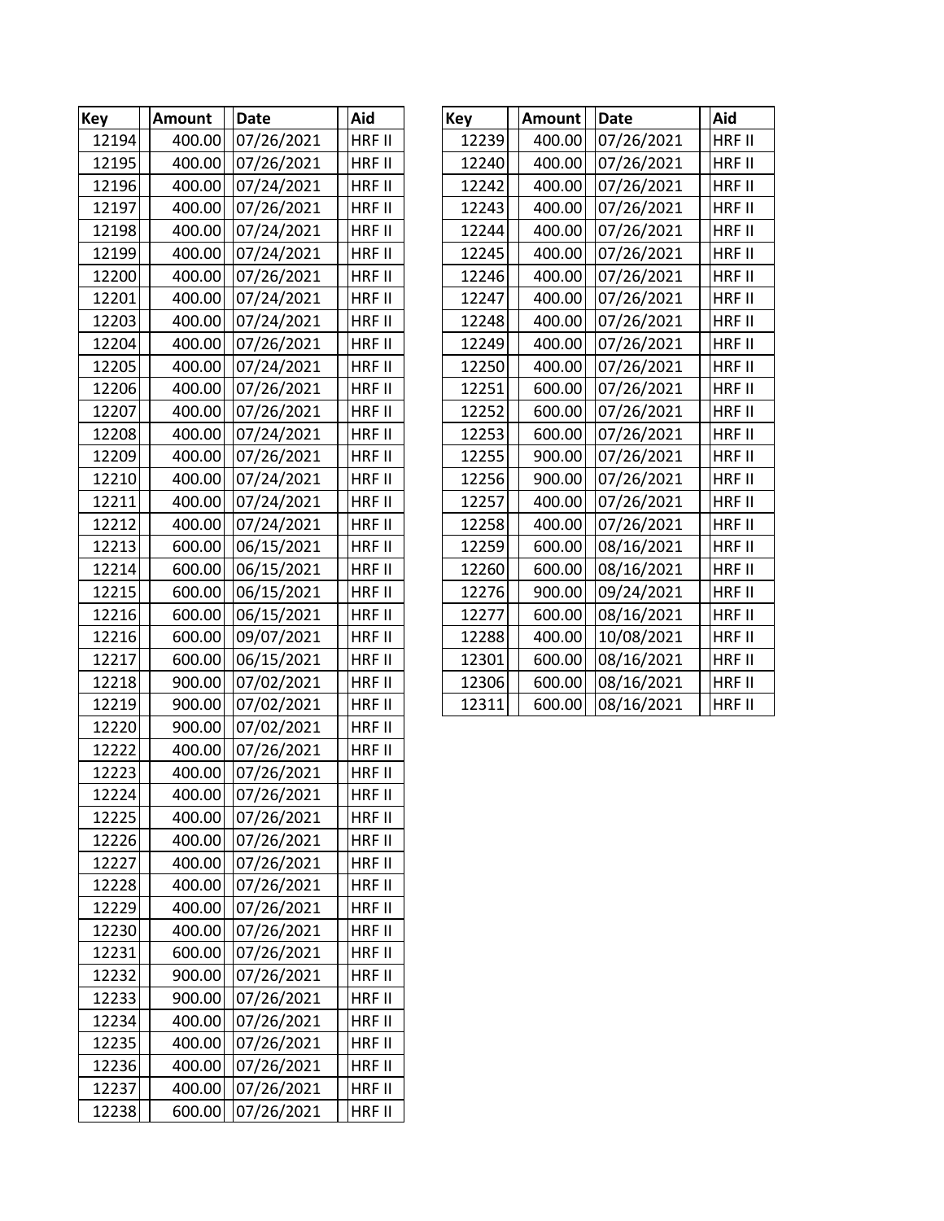| Key | Amount | Date | Aid |
|---|---|---|---|
| 12194 | 400.00 | 07/26/2021 | HRF II |
| 12195 | 400.00 | 07/26/2021 | HRF II |
| 12196 | 400.00 | 07/24/2021 | HRF II |
| 12197 | 400.00 | 07/26/2021 | HRF II |
| 12198 | 400.00 | 07/24/2021 | HRF II |
| 12199 | 400.00 | 07/24/2021 | HRF II |
| 12200 | 400.00 | 07/26/2021 | HRF II |
| 12201 | 400.00 | 07/24/2021 | HRF II |
| 12203 | 400.00 | 07/24/2021 | HRF II |
| 12204 | 400.00 | 07/26/2021 | HRF II |
| 12205 | 400.00 | 07/24/2021 | HRF II |
| 12206 | 400.00 | 07/26/2021 | HRF II |
| 12207 | 400.00 | 07/26/2021 | HRF II |
| 12208 | 400.00 | 07/24/2021 | HRF II |
| 12209 | 400.00 | 07/26/2021 | HRF II |
| 12210 | 400.00 | 07/24/2021 | HRF II |
| 12211 | 400.00 | 07/24/2021 | HRF II |
| 12212 | 400.00 | 07/24/2021 | HRF II |
| 12213 | 600.00 | 06/15/2021 | HRF II |
| 12214 | 600.00 | 06/15/2021 | HRF II |
| 12215 | 600.00 | 06/15/2021 | HRF II |
| 12216 | 600.00 | 06/15/2021 | HRF II |
| 12216 | 600.00 | 09/07/2021 | HRF II |
| 12217 | 600.00 | 06/15/2021 | HRF II |
| 12218 | 900.00 | 07/02/2021 | HRF II |
| 12219 | 900.00 | 07/02/2021 | HRF II |
| 12220 | 900.00 | 07/02/2021 | HRF II |
| 12222 | 400.00 | 07/26/2021 | HRF II |
| 12223 | 400.00 | 07/26/2021 | HRF II |
| 12224 | 400.00 | 07/26/2021 | HRF II |
| 12225 | 400.00 | 07/26/2021 | HRF II |
| 12226 | 400.00 | 07/26/2021 | HRF II |
| 12227 | 400.00 | 07/26/2021 | HRF II |
| 12228 | 400.00 | 07/26/2021 | HRF II |
| 12229 | 400.00 | 07/26/2021 | HRF II |
| 12230 | 400.00 | 07/26/2021 | HRF II |
| 12231 | 600.00 | 07/26/2021 | HRF II |
| 12232 | 900.00 | 07/26/2021 | HRF II |
| 12233 | 900.00 | 07/26/2021 | HRF II |
| 12234 | 400.00 | 07/26/2021 | HRF II |
| 12235 | 400.00 | 07/26/2021 | HRF II |
| 12236 | 400.00 | 07/26/2021 | HRF II |
| 12237 | 400.00 | 07/26/2021 | HRF II |
| 12238 | 600.00 | 07/26/2021 | HRF II |
| 12239 | 400.00 | 07/26/2021 | HRF II |
| 12240 | 400.00 | 07/26/2021 | HRF II |
| 12242 | 400.00 | 07/26/2021 | HRF II |
| 12243 | 400.00 | 07/26/2021 | HRF II |
| 12244 | 400.00 | 07/26/2021 | HRF II |
| 12245 | 400.00 | 07/26/2021 | HRF II |
| 12246 | 400.00 | 07/26/2021 | HRF II |
| 12247 | 400.00 | 07/26/2021 | HRF II |
| 12248 | 400.00 | 07/26/2021 | HRF II |
| 12249 | 400.00 | 07/26/2021 | HRF II |
| 12250 | 400.00 | 07/26/2021 | HRF II |
| 12251 | 600.00 | 07/26/2021 | HRF II |
| 12252 | 600.00 | 07/26/2021 | HRF II |
| 12253 | 600.00 | 07/26/2021 | HRF II |
| 12255 | 900.00 | 07/26/2021 | HRF II |
| 12256 | 900.00 | 07/26/2021 | HRF II |
| 12257 | 400.00 | 07/26/2021 | HRF II |
| 12258 | 400.00 | 07/26/2021 | HRF II |
| 12259 | 600.00 | 08/16/2021 | HRF II |
| 12260 | 600.00 | 08/16/2021 | HRF II |
| 12276 | 900.00 | 09/24/2021 | HRF II |
| 12277 | 600.00 | 08/16/2021 | HRF II |
| 12288 | 400.00 | 10/08/2021 | HRF II |
| 12301 | 600.00 | 08/16/2021 | HRF II |
| 12306 | 600.00 | 08/16/2021 | HRF II |
| 12311 | 600.00 | 08/16/2021 | HRF II |